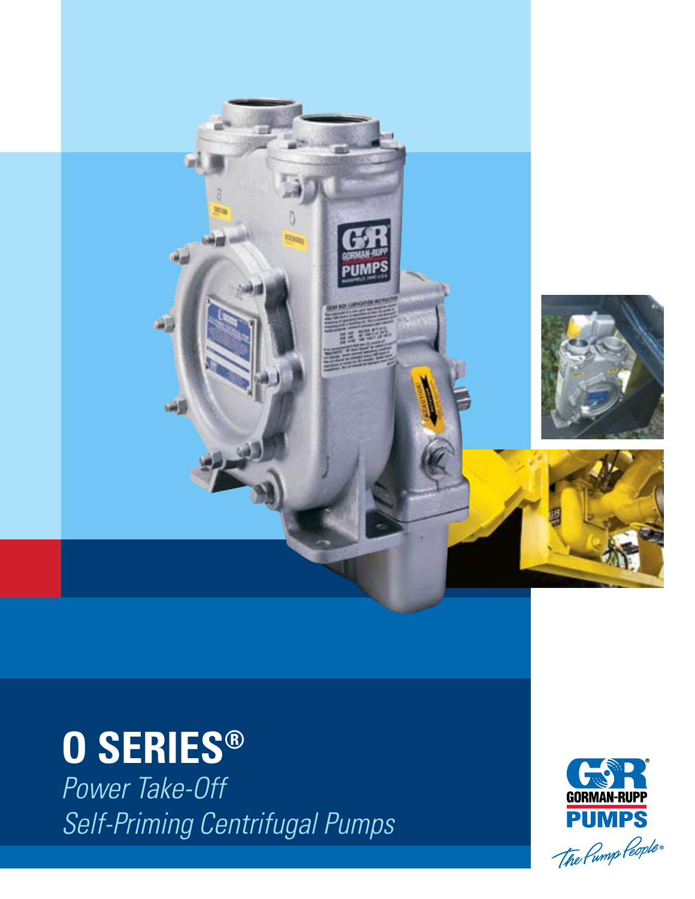# O SERIES®

*Power Take-Off*

*Self-Priming Centrifugal Pumps*

GORMAN-RUPP PUMPS

*The Pump People®*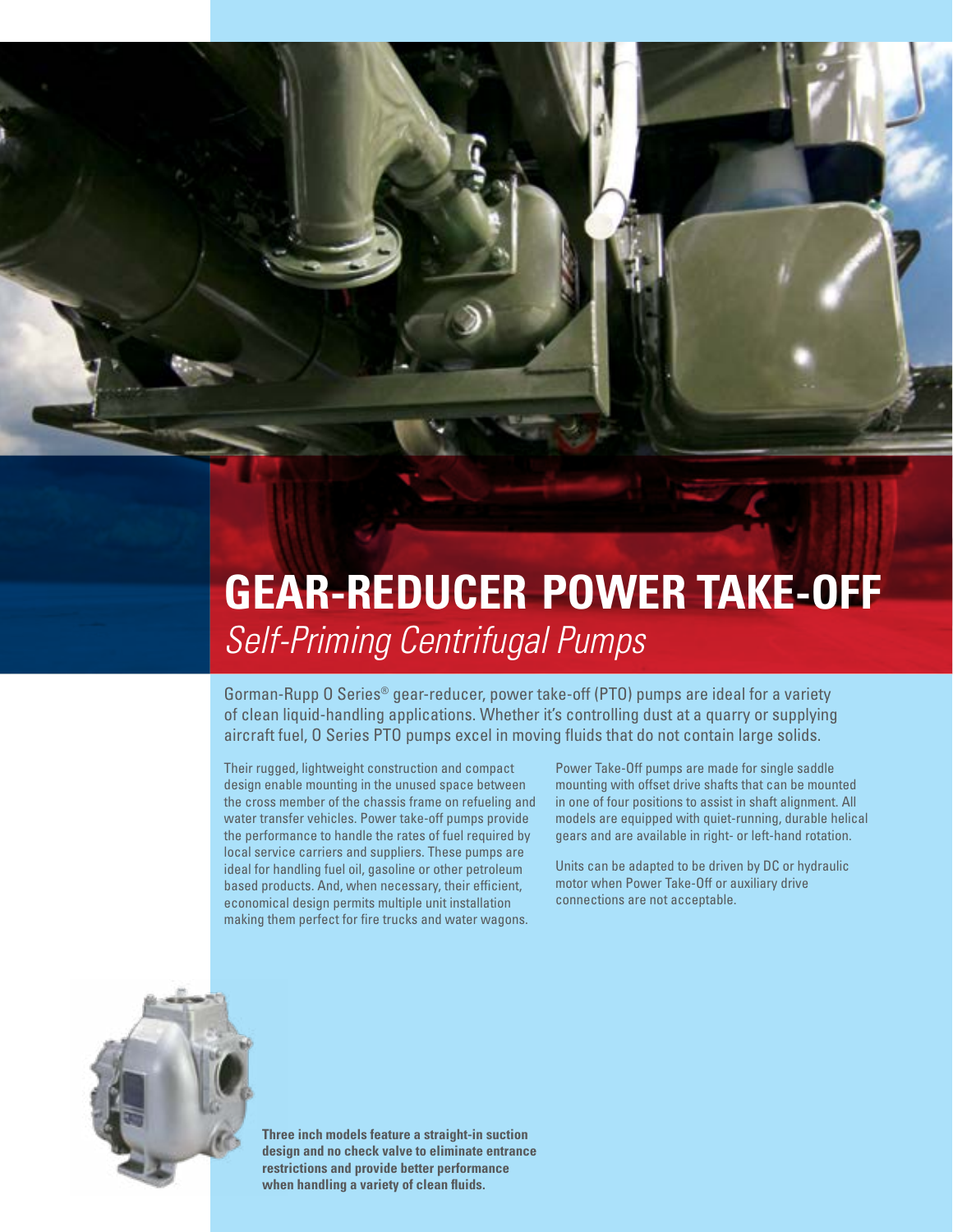# GEAR-REDUCER POWER TAKE-OFF

*Self-Priming Centrifugal Pumps*

Gorman-Rupp O Series® gear-reducer, power take-off (PTO) pumps are ideal for a variety of clean liquid-handling applications. Whether it's controlling dust at a quarry or supplying aircraft fuel, O Series PTO pumps excel in moving fluids that do not contain large solids.

Their rugged, lightweight construction and compact design enable mounting in the unused space between the cross member of the chassis frame on refueling and water transfer vehicles. Power take-off pumps provide the performance to handle the rates of fuel required by local service carriers and suppliers. These pumps are ideal for handling fuel oil, gasoline or other petroleum based products. And, when necessary, their efficient, economical design permits multiple unit installation making them perfect for fire trucks and water wagons.

Power Take-Off pumps are made for single saddle mounting with offset drive shafts that can be mounted in one of four positions to assist in shaft alignment. All models are equipped with quiet-running, durable helical gears and are available in right- or left-hand rotation.

Units can be adapted to be driven by DC or hydraulic motor when Power Take-Off or auxiliary drive connections are not acceptable.

**Three inch models feature a straight-in suction design and no check valve to eliminate entrance restrictions and provide better performance when handling a variety of clean fluids.**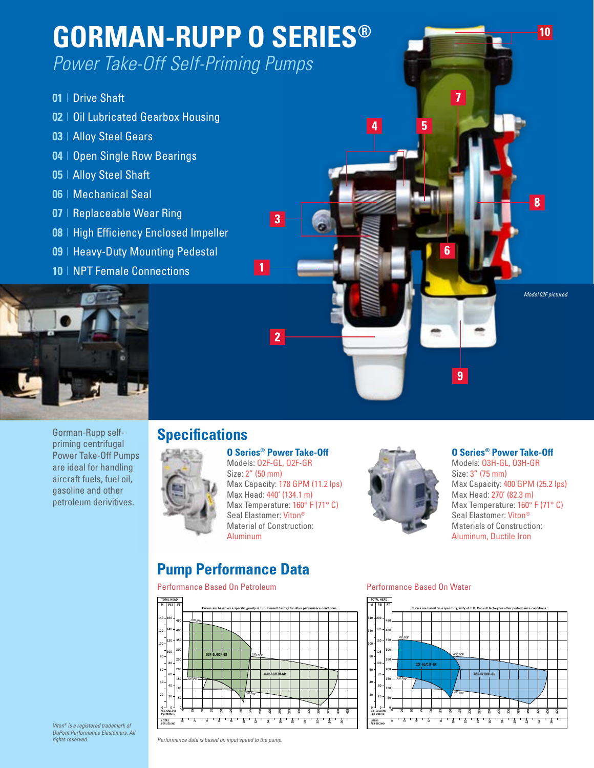# GORMAN-RUPP O SERIES®

*Power Take-Off Self-Priming Pumps*

01 | Drive Shaft
02 | Oil Lubricated Gearbox Housing
03 | Alloy Steel Gears
04 | Open Single Row Bearings
05 | Alloy Steel Shaft
06 | Mechanical Seal
07 | Replaceable Wear Ring
08 | High Efficiency Enclosed Impeller
09 | Heavy-Duty Mounting Pedestal
10 | NPT Female Connections

*Model 02F pictured*

Gorman-Rupp self-priming centrifugal Power Take-Off Pumps are ideal for handling aircraft fuels, fuel oil, gasoline and other petroleum derivitives.

## Specifications

### O Series® Power Take-Off

Models: O2F-GL, O2F-GR
Size: 2" (50 mm)
Max Capacity: 178 GPM (11.2 lps)
Max Head: 440' (134.1 m)
Max Temperature: 160° F (71° C)
Seal Elastomer: Viton®
Material of Construction:
Aluminum

### O Series® Power Take-Off

Models: O3H-GL, O3H-GR
Size: 3" (75 mm)
Max Capacity: 400 GPM (25.2 lps)
Max Head: 270' (82.3 m)
Max Temperature: 160° F (71° C)
Seal Elastomer: Viton®
Materials of Construction:
Aluminum, Ductile Iron

## Pump Performance Data

Performance Based On Petroleum

Curves are based on a specific gravity of 0.8. Consult factory for other performance conditions.

Performance Based On Water

Curves are based on a specific gravity of 1.0. Consult factory for other performance conditions.

*Performance data is based on input speed to the pump.*

*Viton® is a registered trademark of DuPont Performance Elastomers. All rights reserved.*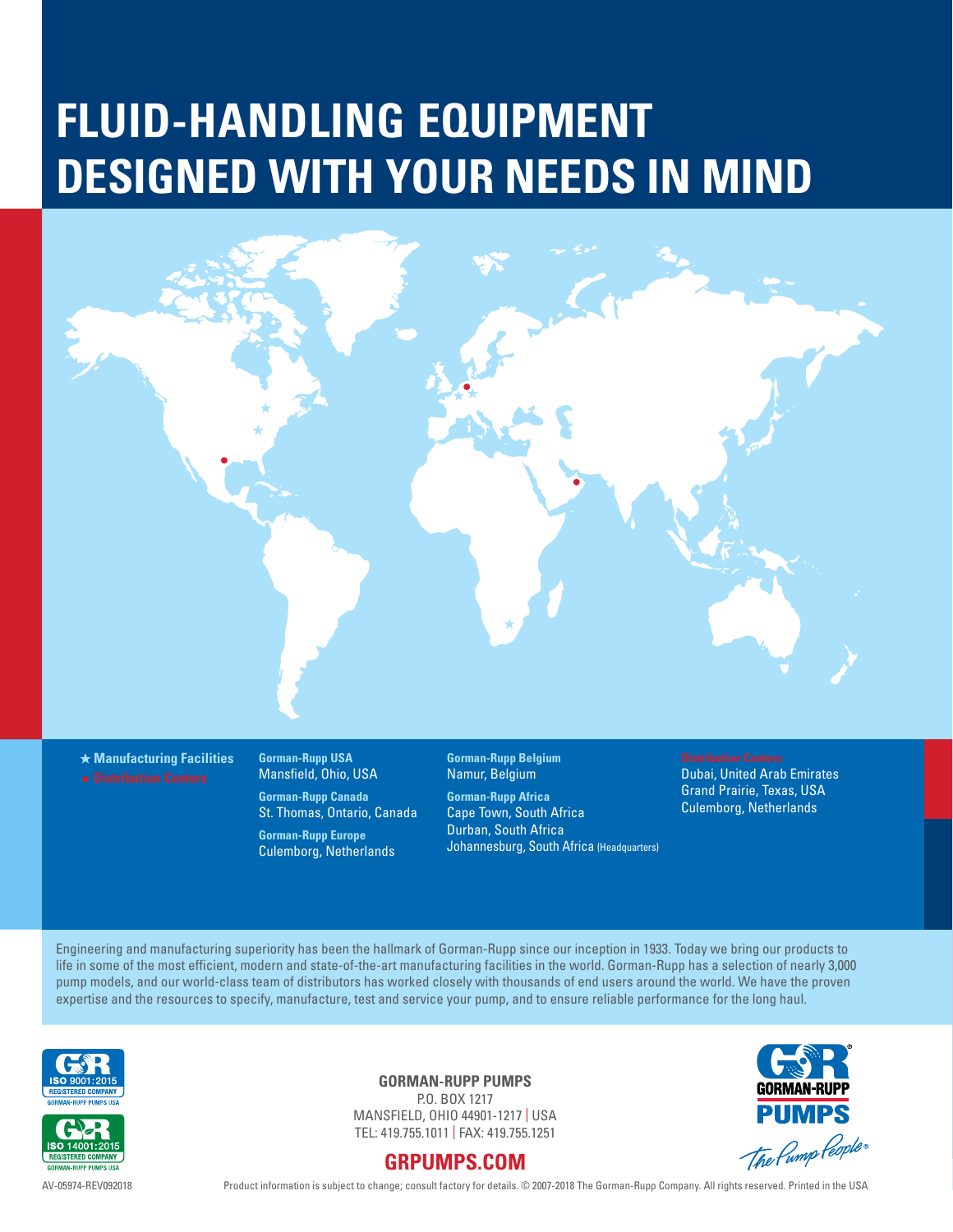# FLUID-HANDLING EQUIPMENT DESIGNED WITH YOUR NEEDS IN MIND

★ **Manufacturing Facilities**

● **Distribution Centers**

**Gorman-Rupp USA**
Mansfield, Ohio, USA

**Gorman-Rupp Canada**
St. Thomas, Ontario, Canada

**Gorman-Rupp Europe**
Culemborg, Netherlands

**Gorman-Rupp Belgium**
Namur, Belgium

**Gorman-Rupp Africa**
Cape Town, South Africa
Durban, South Africa
Johannesburg, South Africa (Headquarters)

**Distribution Centers**
Dubai, United Arab Emirates
Grand Prairie, Texas, USA
Culemborg, Netherlands

Engineering and manufacturing superiority has been the hallmark of Gorman-Rupp since our inception in 1933. Today we bring our products to life in some of the most efficient, modern and state-of-the-art manufacturing facilities in the world. Gorman-Rupp has a selection of nearly 3,000 pump models, and our world-class team of distributors has worked closely with thousands of end users around the world. We have the proven expertise and the resources to specify, manufacture, test and service your pump, and to ensure reliable performance for the long haul.

ISO 9001:2015 REGISTERED COMPANY GORMAN-RUPP PUMPS USA

ISO 14001:2015 REGISTERED COMPANY GORMAN-RUPP PUMPS USA

**GORMAN-RUPP PUMPS**
P.O. BOX 1217
MANSFIELD, OHIO 44901-1217 | USA
TEL: 419.755.1011 | FAX: 419.755.1251

**GRPUMPS.COM**

GORMAN-RUPP PUMPS
*The Pump People®*

AV-05974-REV092018

Product information is subject to change; consult factory for details. © 2007-2018 The Gorman-Rupp Company. All rights reserved. Printed in the USA